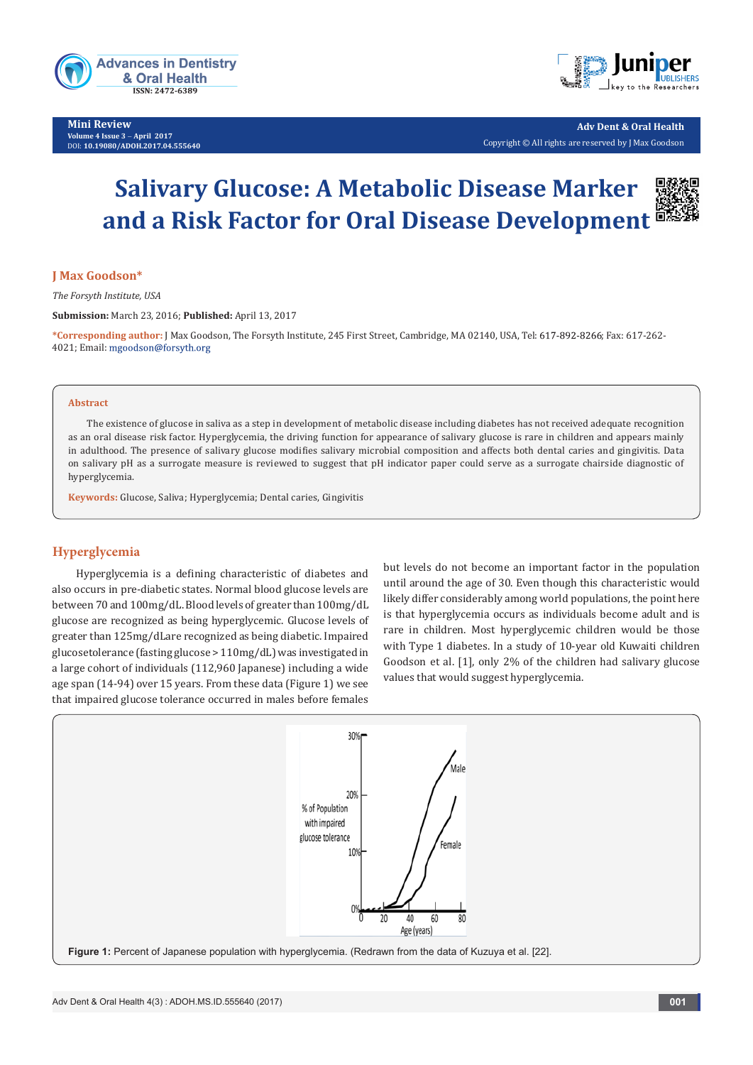Mini Review

# Salivary Glucose: A Metabolic Disease Marker and a Risk Factor for Oral Disease Development

**J Max Goodson***

*The Forsyth Institute, USA*

**Submission:** March 23, 2016; **Published:** April 13, 2017

***Corresponding author:** J Max Goodson, The Forsyth Institute, 245 First Street, Cambridge, MA 02140, USA, Tel: 617-892-8266; Fax: 617-262-4021; Email: mgoodson@forsyth.org

## Abstract

The existence of glucose in saliva as a step in development of metabolic disease including diabetes has not received adequate recognition as an oral disease risk factor. Hyperglycemia, the driving function for appearance of salivary glucose is rare in children and appears mainly in adulthood. The presence of salivary glucose modifies salivary microbial composition and affects both dental caries and gingivitis. Data on salivary pH as a surrogate measure is reviewed to suggest that pH indicator paper could serve as a surrogate chairside diagnostic of hyperglycemia.

**Keywords:** Glucose, Saliva; Hyperglycemia; Dental caries, Gingivitis

## Hyperglycemia

Hyperglycemia is a defining characteristic of diabetes and also occurs in pre-diabetic states. Normal blood glucose levels are between 70 and 100mg/dL. Blood levels of greater than 100mg/dL glucose are recognized as being hyperglycemic. Glucose levels of greater than 125mg/dLare recognized as being diabetic. Impaired glucosetolerance (fasting glucose > 110mg/dL) was investigated in a large cohort of individuals (112,960 Japanese) including a wide age span (14-94) over 15 years. From these data (Figure 1) we see that impaired glucose tolerance occurred in males before females but levels do not become an important factor in the population until around the age of 30. Even though this characteristic would likely differ considerably among world populations, the point here is that hyperglycemia occurs as individuals become adult and is rare in children. Most hyperglycemic children would be those with Type 1 diabetes. In a study of 10-year old Kuwaiti children Goodson et al. [1], only 2% of the children had salivary glucose values that would suggest hyperglycemia.

**Figure 1:** Percent of Japanese population with hyperglycemia. (Redrawn from the data of Kuzuya et al. [22].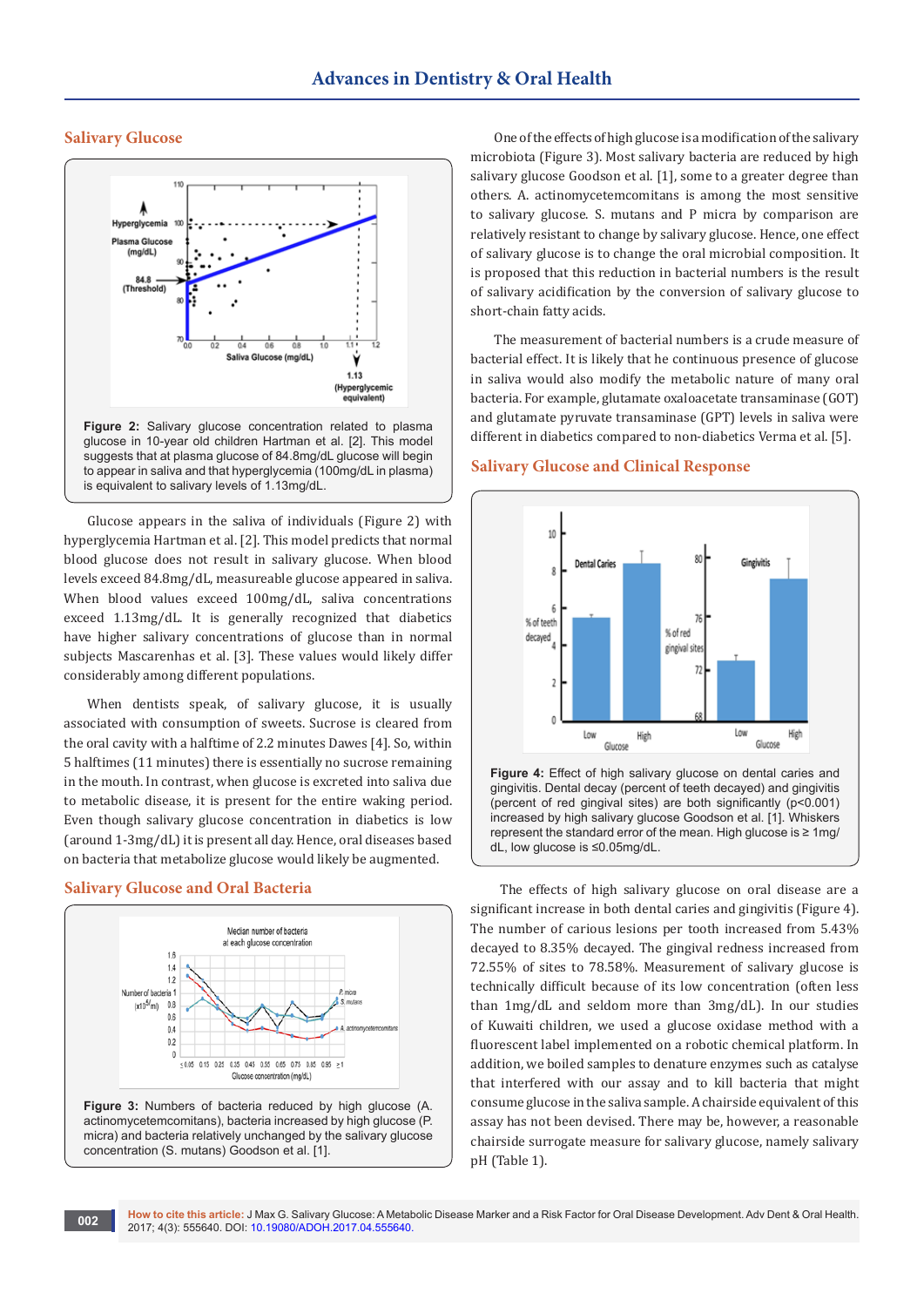## Salivary Glucose

Figure 2: Salivary glucose concentration related to plasma glucose in 10-year old children Hartman et al. [2]. This model suggests that at plasma glucose of 84.8mg/dL glucose will begin to appear in saliva and that hyperglycemia (100mg/dL in plasma) is equivalent to salivary levels of 1.13mg/dL.

Glucose appears in the saliva of individuals (Figure 2) with hyperglycemia Hartman et al. [2]. This model suggests that low blood glucose does not result in salivary glucose. When blood levels exceed 84.8mg/dL, measureable glucose appeared in saliva. When blood values exceed 100mg/dL, saliva concentrations exceed 1.13mg/dL. It is generally recognized that diabetics have higher salivary concentrations of glucose than in normal subjects Mascarenhas et al. [3]. These values would likely differ considerably among different populations.

When dentists speak, of salivary glucose, it is usually associated with consumption of sweets. Sucrose is cleared from the oral cavity with a halftime of 2.2 minutes Dawes [4]. So, within 5 halftimes (11 minutes) there is essentially no sucrose remaining in the mouth. In contrast, when glucose is excreted into saliva due to metabolic disease, it is present for the entire waking period. Even though salivary glucose concentration in diabetics is low (around 1-3mg/dL) it is present all day. Hence, oral diseases based on bacteria that metabolize glucose would likely be augmented.

## Salivary Glucose and Oral Bacteria

Figure 3: Numbers of bacteria reduced by high glucose (A. actinomycetemcomitans), bacteria increased by high glucose (P. micra) and bacteria relatively unchanged by the salivary glucose concentration (S. mutans) Goodson et al. [1].

One of the effects of high glucose is a modification of the salivary microbiota (Figure 3). Most salivary bacteria are reduced by high salivary glucose Goodson et al. [1], some to a greater degree than others. A. actinomycetemcomitans is among the most sensitive to salivary glucose. S. mutans and P micra by comparison are relatively resistant to change by salivary glucose. Hence, one effect of salivary glucose is to change the oral microbial composition. It is proposed that this reduction in bacterial numbers is the result of salivary acidification by the conversion of salivary glucose to short-chain fatty acids.

The measurement of bacterial numbers is a crude measure of bacterial effect. It is likely that he continuous presence of glucose in saliva would also modify the metabolic nature of many oral bacteria. For example, glutamate oxaloacetate transaminase (GOT) and glutamate pyruvate transaminase (GPT) levels in saliva were different in diabetics compared to non-diabetics Verma et al. [5].

## Salivary Glucose and Clinical Response

Figure 4: Effect of high salivary glucose on dental caries and gingivitis. Dental decay (percent of teeth decayed) and gingivitis (percent of red gingival sites) are both significantly ($p<0.001$) increased by high salivary glucose Goodson et al. [1]. Whiskers represent the standard error of the mean. High glucose is ≥ 1mg/dL, low glucose is ≤0.05mg/dL.

The effects of high salivary glucose on oral disease are a significant increase in both dental caries and gingivitis (Figure 4). The number of carious lesions per tooth increased from 5.43% decayed to 8.35% decayed. The gingival redness increased from 72.55% of sites to 78.58%. Measurement of salivary glucose is technically difficult because of its low concentration (often less than 1mg/dL and seldom more than 3mg/dL). In our studies of Kuwaiti children, we used a glucose oxidase method with a fluorescent label implemented on a robotic chemical platform. In addition, we boiled samples to denature enzymes such as catalyse that interfered with our assay and to kill bacteria that might consume glucose in the saliva sample. A chairside equivalent of this assay has not been devised. There may be, however, a reasonable chairside surrogate measure for salivary glucose, namely salivary pH (Table 1).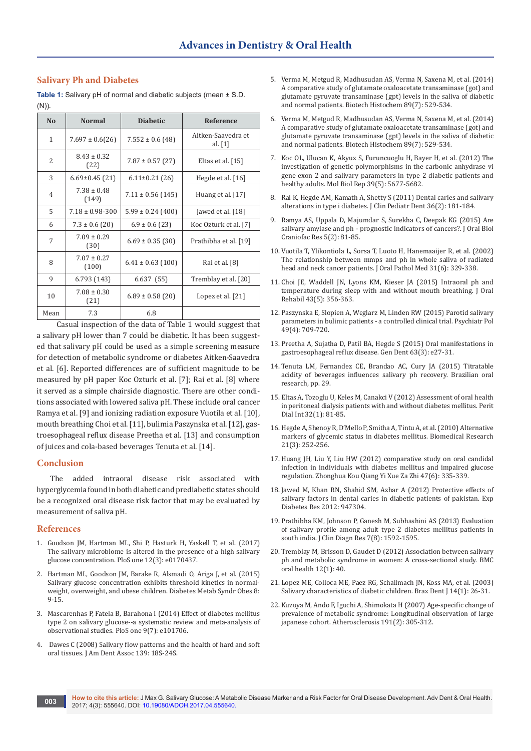## Salivary Ph and Diabetes

**Table 1:** Salivary pH of normal and diabetic subjects (mean ± S.D. (N)).

| No | Normal | Diabetic | Reference |
|---|---|---|---|
| 1 | 7.697 ± 0.6(26) | 7.552 ± 0.6 (48) | Aitken-Saavedra et al. [1] |
| 2 | 8.43 ± 0.32 (22) | 7.87 ± 0.57 (27) | Eltas et al. [15] |
| 3 | 6.69±0.45 (21) | 6.11±0.21 (26) | Hegde et al. [16] |
| 4 | 7.38 ± 0.48 (149) | 7.11 ± 0.56 (145) | Huang et al. [17] |
| 5 | 7.18 ± 0.98-300 | 5.99 ± 0.24 (400) | Jawed et al. [18] |
| 6 | 7.3 ± 0.6 (20) | 6.9 ± 0.6 (23) | Koc Ozturk et al. [7] |
| 7 | 7.09 ± 0.29 (30) | 6.69 ± 0.35 (30) | Prathibha et al. [19] |
| 8 | 7.07 ± 0.27 (100) | 6.41 ± 0.63 (100) | Rai et al. [8] |
| 9 | 6.793 (143) | 6.637 (55) | Tremblay et al. [20] |
| 10 | 7.08 ± 0.30 (21) | 6.89 ± 0.58 (20) | Lopez et al. [21] |
| Mean | 7.3 | 6.8 | |

Casual inspection of the data of Table 1 would suggest that a salivary pH lower than 7 could be diabetic. It has been suggested that salivary pH could be used as a simple screening measure for detection of metabolic syndrome or diabetes Aitken-Saavedra et al. [6]. Reported differences are of sufficient magnitude to be measured by pH paper Koc Ozturk et al. [7]; Rai et al. [8] where it served as a simple chairside diagnostic. There are other conditions associated with lowered saliva pH. These include oral cancer Ramya et al. [9] and ionizing radiation exposure Vuotila et al. [10], mouth breathing Choi et al. [11], bulimia Paszynska et al. [12], gastroesophageal reflux disease Preetha et al. [13] and consumption of juices and cola-based beverages Tenuta et al. [14].

## Conclusion

The added intraoral disease risk associated with hyperglycemia found in both diabetic and prediabetic states should be a recognized oral disease risk factor that may be evaluated by measurement of saliva pH.

## References

1. Goodson JM, Hartman ML, Shi P, Hasturk H, Yaskell T, et al. (2017) The salivary microbiome is altered in the presence of a high salivary glucose concentration. PloS one 12(3): e0170437.
2. Hartman ML, Goodson JM, Barake R, Alsmadi O, Ariga J, et al. (2015) Salivary glucose concentration exhibits threshold kinetics in normal-weight, overweight, and obese children. Diabetes Metab Syndr Obes 8: 9-15.
3. Mascarenhas P, Fatela B, Barahona I (2014) Effect of diabetes mellitus type 2 on salivary glucose--a systematic review and meta-analysis of observational studies. PloS one 9(7): e101706.
4. Dawes C (2008) Salivary flow patterns and the health of hard and soft oral tissues. J Am Dent Assoc 139: 18S-24S.
5. Verma M, Metgud R, Madhusudan AS, Verma N, Saxena M, et al. (2014) A comparative study of glutamate oxaloacetate transaminase (got) and glutamate pyruvate transaminase (gpt) levels in the saliva of diabetic and normal patients. Biotech Histochem 89(7): 529-534.
6. Verma M, Metgud R, Madhusudan AS, Verma N, Saxena M, et al. (2014) A comparative study of glutamate oxaloacetate transaminase (got) and glutamate pyruvate transaminase (gpt) levels in the saliva of diabetic and normal patients. Biotech Histochem 89(7): 529-534.
7. Koc OL, Ulucan K, Akyuz S, Furuncuoglu H, Bayer H, et al. (2012) The investigation of genetic polymorphisms in the carbonic anhydrase vi gene exon 2 and salivary parameters in type 2 diabetic patients and healthy adults. Mol Biol Rep 39(5): 5677-5682.
8. Rai K, Hegde AM, Kamath A, Shetty S (2011) Dental caries and salivary alterations in type i diabetes. J Clin Pediatr Dent 36(2): 181-184.
9. Ramya AS, Uppala D, Majumdar S, Surekha C, Deepak KG (2015) Are salivary amylase and ph - prognostic indicators of cancers?. J Oral Biol Craniofac Res 5(2): 81-85.
10. Vuotila T, Ylikontiola L, Sorsa T, Luoto H, Hanemaaijer R, et al. (2002) The relationship between mmps and ph in whole saliva of radiated head and neck cancer patients. J Oral Pathol Med 31(6): 329-338.
11. Choi JE, Waddell JN, Lyons KM, Kieser JA (2015) Intraoral ph and temperature during sleep with and without mouth breathing. J Oral Rehabil 43(5): 356-363.
12. Paszynska E, Slopien A, Weglarz M, Linden RW (2015) Parotid salivary parameters in bulimic patients - a controlled clinical trial. Psychiatr Pol 49(4): 709-720.
13. Preetha A, Sujatha D, Patil BA, Hegde S (2015) Oral manifestations in gastroesophageal reflux disease. Gen Dent 63(3): e27-31.
14. Tenuta LM, Fernandez CE, Brandao AC, Cury JA (2015) Titratable acidity of beverages influences salivary ph recovery. Brazilian oral research, pp. 29.
15. Eltas A, Tozoglu U, Keles M, Canakci V (2012) Assessment of oral health in peritoneal dialysis patients with and without diabetes mellitus. Perit Dial Int 32(1): 81-85.
16. Hegde A, Shenoy R, D'Mello P, Smitha A, Tintu A, et al. (2010) Alternative markers of glycemic status in diabetes mellitus. Biomedical Research 21(3): 252-256.
17. Huang JH, Liu Y, Liu HW (2012) comparative study on oral candidal infection in individuals with diabetes mellitus and impaired glucose regulation. Zhonghua Kou Qiang Yi Xue Za Zhi 47(6): 335-339.
18. Jawed M, Khan RN, Shahid SM, Azhar A (2012) Protective effects of salivary factors in dental caries in diabetic patients of pakistan. Exp Diabetes Res 2012: 947304.
19. Prathibha KM, Johnson P, Ganesh M, Subhashini AS (2013) Evaluation of salivary profile among adult type 2 diabetes mellitus patients in south india. J Clin Diagn Res 7(8): 1592-1595.
20. Tremblay M, Brisson D, Gaudet D (2012) Association between salivary ph and metabolic syndrome in women: A cross-sectional study. BMC oral health 12(1): 40.
21. Lopez ME, Colloca ME, Paez RG, Schallmach JN, Koss MA, et al. (2003) Salivary characteristics of diabetic children. Braz Dent J 14(1): 26-31.
22. Kuzuya M, Ando F, Iguchi A, Shimokata H (2007) Age-specific change of prevalence of metabolic syndrome: Longitudinal observation of large japanese cohort. Atherosclerosis 191(2): 305-312.

**How to cite this article:** J Max G. Salivary Glucose: A Metabolic Disease Marker and a Risk Factor for Oral Disease Development. Adv Dent & Oral Health. 2017; 4(3): 555640. DOI: 10.19080/ADOH.2017.04.555640.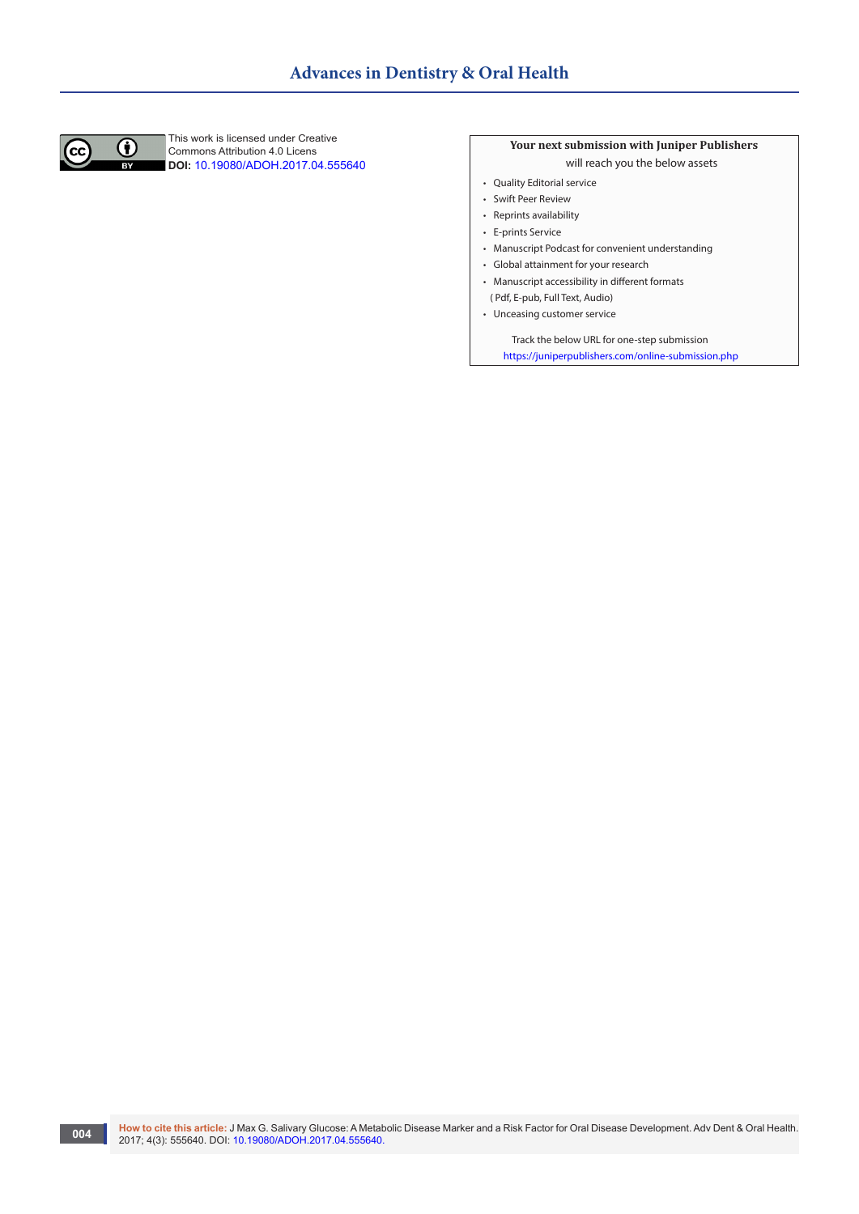This work is licensed under Creative Commons Attribution 4.0 Licens
**DOI:** 10.19080/ADOH.2017.04.555640

**Your next submission with Juniper Publishers**
will reach you the below assets

- Quality Editorial service
- Swift Peer Review
- Reprints availability
- E-prints Service
- Manuscript Podcast for convenient understanding
- Global attainment for your research
- Manuscript accessibility in different formats
  ( Pdf, E-pub, Full Text, Audio)
- Unceasing customer service

Track the below URL for one-step submission
https://juniperpublishers.com/online-submission.php

**How to cite this article:** J Max G. Salivary Glucose: A Metabolic Disease Marker and a Risk Factor for Oral Disease Development. Adv Dent & Oral Health. 2017; 4(3): 555640. DOI: 10.19080/ADOH.2017.04.555640.